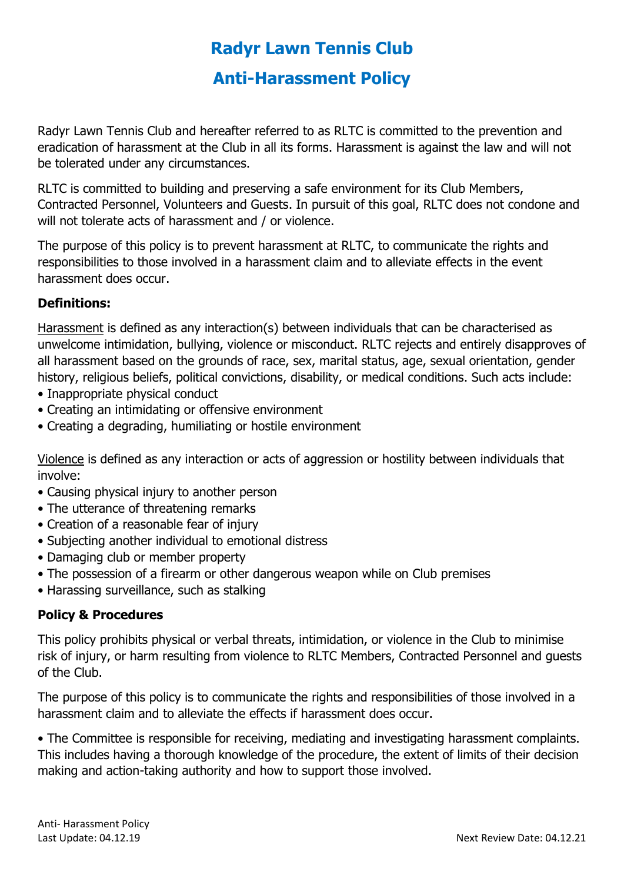# Radyr Lawn Tennis Club

# Anti-Harassment Policy

Radyr Lawn Tennis Club and hereafter referred to as RLTC is committed to the prevention and eradication of harassment at the Club in all its forms. Harassment is against the law and will not be tolerated under any circumstances.

RLTC is committed to building and preserving a safe environment for its Club Members, Contracted Personnel, Volunteers and Guests. In pursuit of this goal, RLTC does not condone and will not tolerate acts of harassment and / or violence.

The purpose of this policy is to prevent harassment at RLTC, to communicate the rights and responsibilities to those involved in a harassment claim and to alleviate effects in the event harassment does occur.

**Definitions:**

<u>Harassment</u> is defined as any interaction(s) between individuals that can be characterised as unwelcome intimidation, bullying, violence or misconduct. RLTC rejects and entirely disapproves of all harassment based on the grounds of race, sex, marital status, age, sexual orientation, gender history, religious beliefs, political convictions, disability, or medical conditions. Such acts include:

- Inappropriate physical conduct
- Creating an intimidating or offensive environment
- Creating a degrading, humiliating or hostile environment

<u>Violence</u> is defined as any interaction or acts of aggression or hostility between individuals that involve:

- Causing physical injury to another person
- The utterance of threatening remarks
- Creation of a reasonable fear of injury
- Subjecting another individual to emotional distress
- Damaging club or member property
- The possession of a firearm or other dangerous weapon while on Club premises
- Harassing surveillance, such as stalking

**Policy & Procedures**

This policy prohibits physical or verbal threats, intimidation, or violence in the Club to minimise risk of injury, or harm resulting from violence to RLTC Members, Contracted Personnel and guests of the Club.

The purpose of this policy is to communicate the rights and responsibilities of those involved in a harassment claim and to alleviate the effects if harassment does occur.

- The Committee is responsible for receiving, mediating and investigating harassment complaints. This includes having a thorough knowledge of the procedure, the extent of limits of their decision making and action-taking authority and how to support those involved.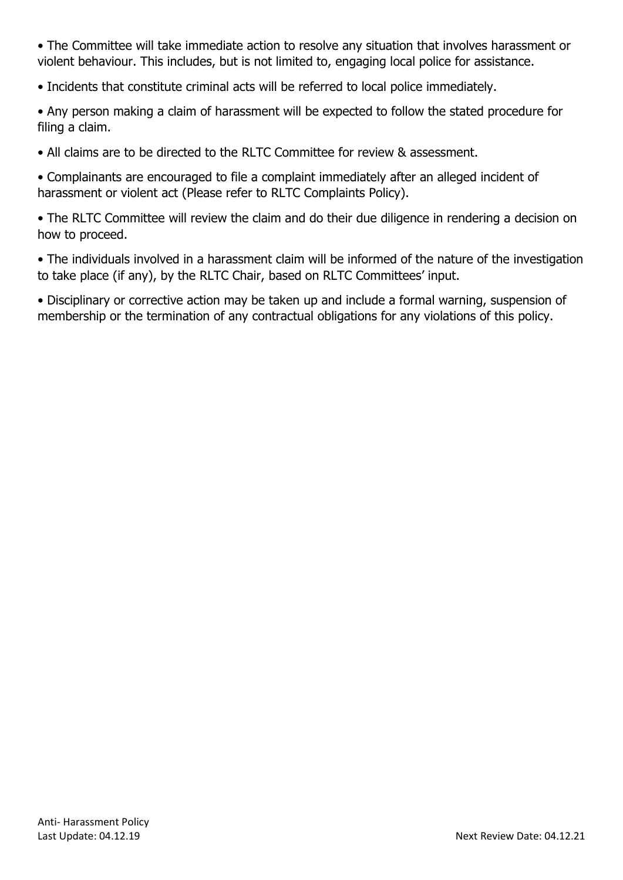- The Committee will take immediate action to resolve any situation that involves harassment or violent behaviour. This includes, but is not limited to, engaging local police for assistance.
- Incidents that constitute criminal acts will be referred to local police immediately.
- Any person making a claim of harassment will be expected to follow the stated procedure for filing a claim.
- All claims are to be directed to the RLTC Committee for review & assessment.
- Complainants are encouraged to file a complaint immediately after an alleged incident of harassment or violent act (Please refer to RLTC Complaints Policy).
- The RLTC Committee will review the claim and do their due diligence in rendering a decision on how to proceed.
- The individuals involved in a harassment claim will be informed of the nature of the investigation to take place (if any), by the RLTC Chair, based on RLTC Committees' input.
- Disciplinary or corrective action may be taken up and include a formal warning, suspension of membership or the termination of any contractual obligations for any violations of this policy.